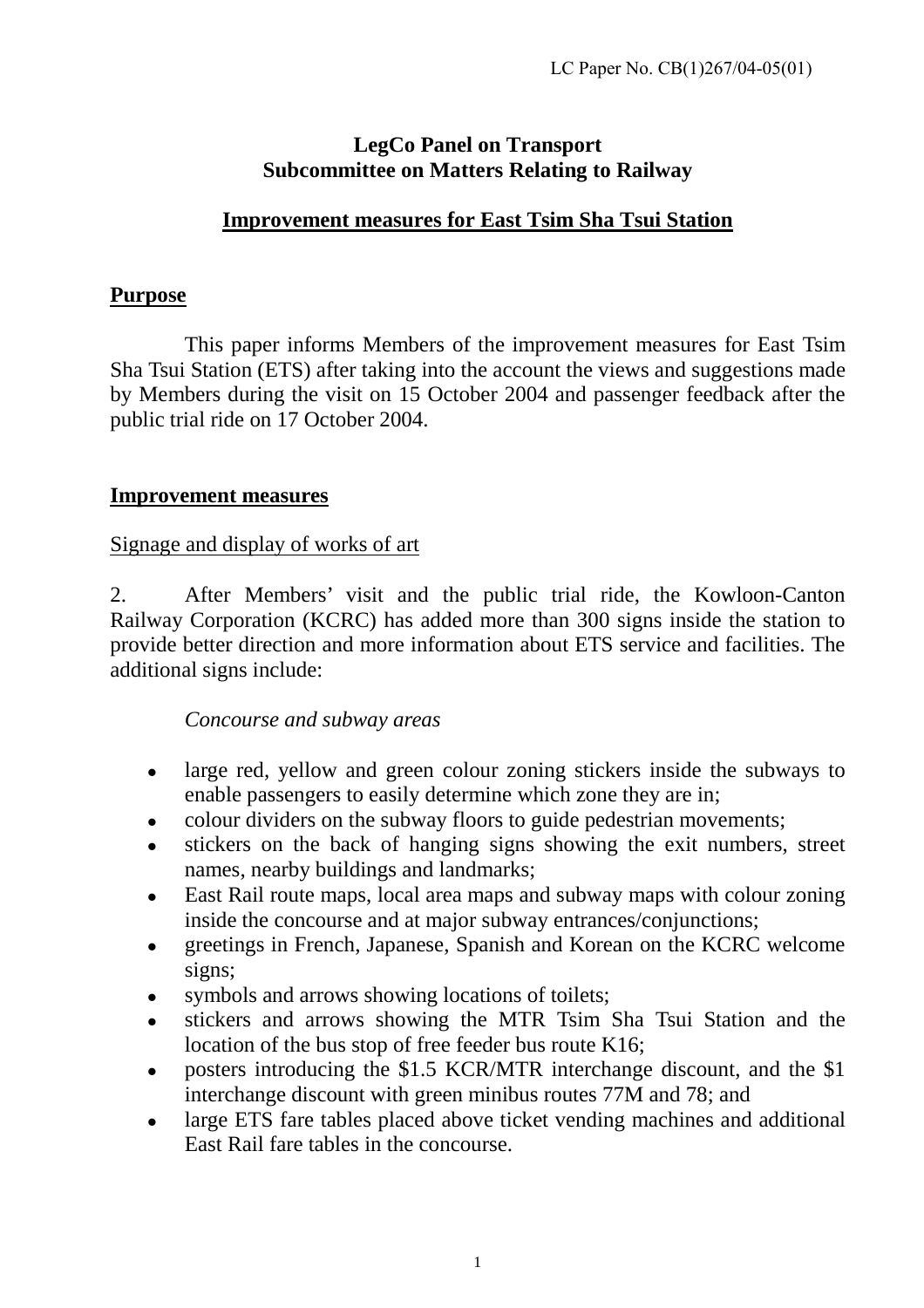LC Paper No. CB(1)267/04-05(01)

**LegCo Panel on Transport**
**Subcommittee on Matters Relating to Railway**

# Improvement measures for East Tsim Sha Tsui Station

## Purpose

This paper informs Members of the improvement measures for East Tsim Sha Tsui Station (ETS) after taking into the account the views and suggestions made by Members during the visit on 15 October 2004 and passenger feedback after the public trial ride on 17 October 2004.

## Improvement measures

### Signage and display of works of art

2. After Members' visit and the public trial ride, the Kowloon-Canton Railway Corporation (KCRC) has added more than 300 signs inside the station to provide better direction and more information about ETS service and facilities. The additional signs include:

*Concourse and subway areas*

- large red, yellow and green colour zoning stickers inside the subways to enable passengers to easily determine which zone they are in;
- colour dividers on the subway floors to guide pedestrian movements;
- stickers on the back of hanging signs showing the exit numbers, street names, nearby buildings and landmarks;
- East Rail route maps, local area maps and subway maps with colour zoning inside the concourse and at major subway entrances/conjunctions;
- greetings in French, Japanese, Spanish and Korean on the KCRC welcome signs;
- symbols and arrows showing locations of toilets;
- stickers and arrows showing the MTR Tsim Sha Tsui Station and the location of the bus stop of free feeder bus route K16;
- posters introducing the $1.5 KCR/MTR interchange discount, and the $1 interchange discount with green minibus routes 77M and 78; and
- large ETS fare tables placed above ticket vending machines and additional East Rail fare tables in the concourse.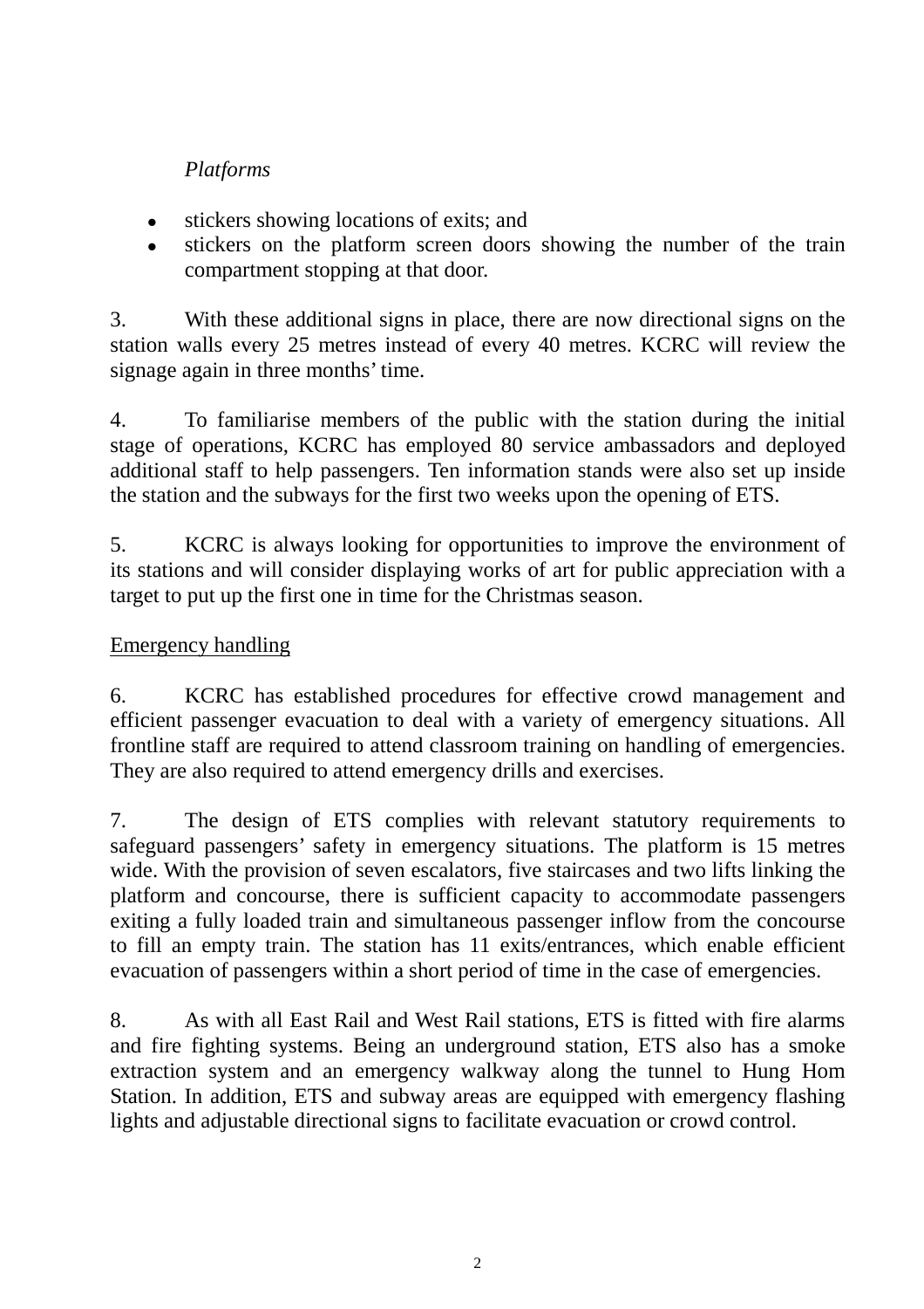*Platforms*

- stickers showing locations of exits; and
- stickers on the platform screen doors showing the number of the train compartment stopping at that door.

3. With these additional signs in place, there are now directional signs on the station walls every 25 metres instead of every 40 metres. KCRC will review the signage again in three months' time.

4. To familiarise members of the public with the station during the initial stage of operations, KCRC has employed 80 service ambassadors and deployed additional staff to help passengers. Ten information stands were also set up inside the station and the subways for the first two weeks upon the opening of ETS.

5. KCRC is always looking for opportunities to improve the environment of its stations and will consider displaying works of art for public appreciation with a target to put up the first one in time for the Christmas season.

<u>Emergency handling</u>

6. KCRC has established procedures for effective crowd management and efficient passenger evacuation to deal with a variety of emergency situations. All frontline staff are required to attend classroom training on handling of emergencies. They are also required to attend emergency drills and exercises.

7. The design of ETS complies with relevant statutory requirements to safeguard passengers' safety in emergency situations. The platform is 15 metres wide. With the provision of seven escalators, five staircases and two lifts linking the platform and concourse, there is sufficient capacity to accommodate passengers exiting a fully loaded train and simultaneous passenger inflow from the concourse to fill an empty train. The station has 11 exits/entrances, which enable efficient evacuation of passengers within a short period of time in the case of emergencies.

8. As with all East Rail and West Rail stations, ETS is fitted with fire alarms and fire fighting systems. Being an underground station, ETS also has a smoke extraction system and an emergency walkway along the tunnel to Hung Hom Station. In addition, ETS and subway areas are equipped with emergency flashing lights and adjustable directional signs to facilitate evacuation or crowd control.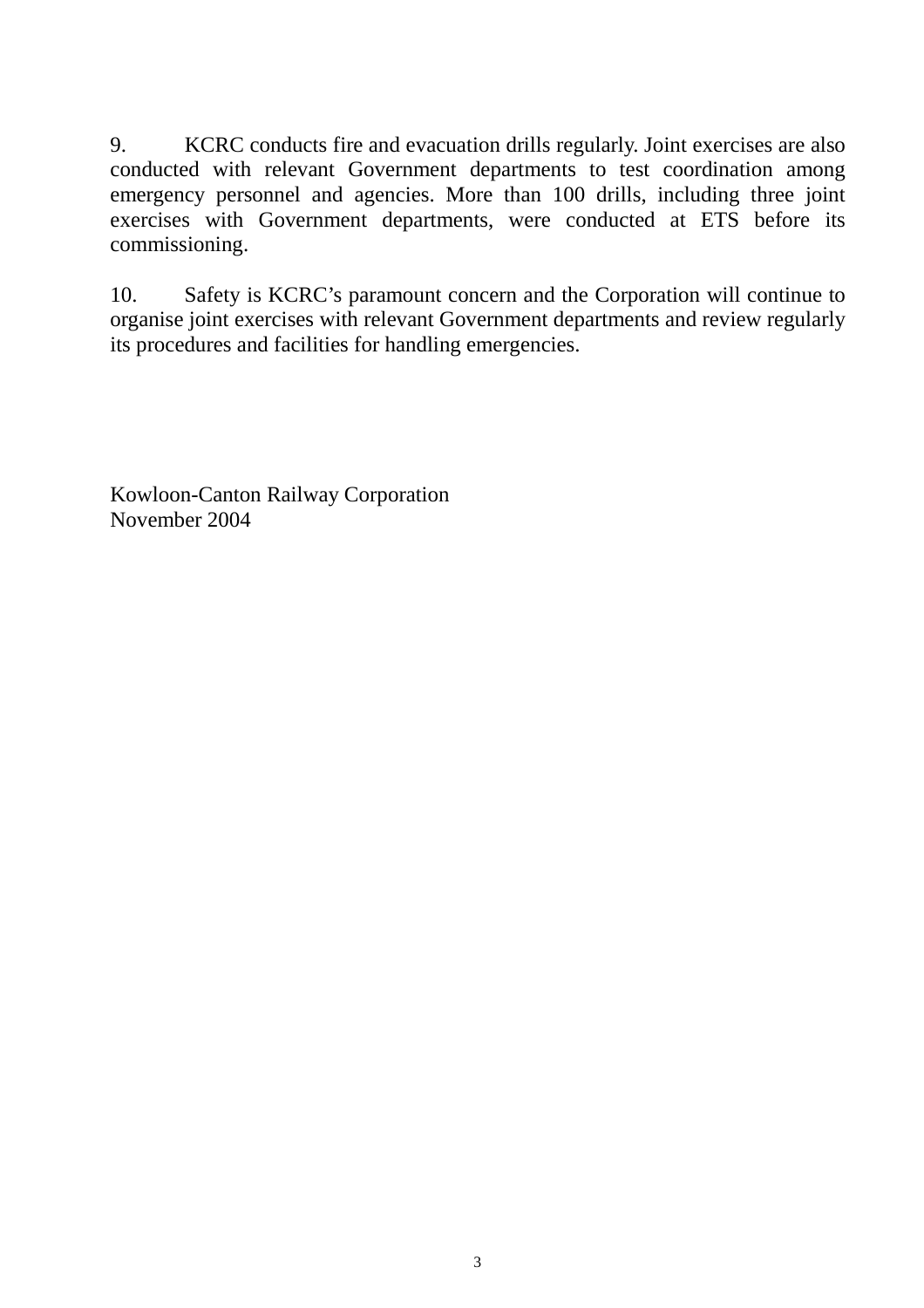9. KCRC conducts fire and evacuation drills regularly. Joint exercises are also conducted with relevant Government departments to test coordination among emergency personnel and agencies. More than 100 drills, including three joint exercises with Government departments, were conducted at ETS before its commissioning.

10. Safety is KCRC's paramount concern and the Corporation will continue to organise joint exercises with relevant Government departments and review regularly its procedures and facilities for handling emergencies.

Kowloon-Canton Railway Corporation
November 2004